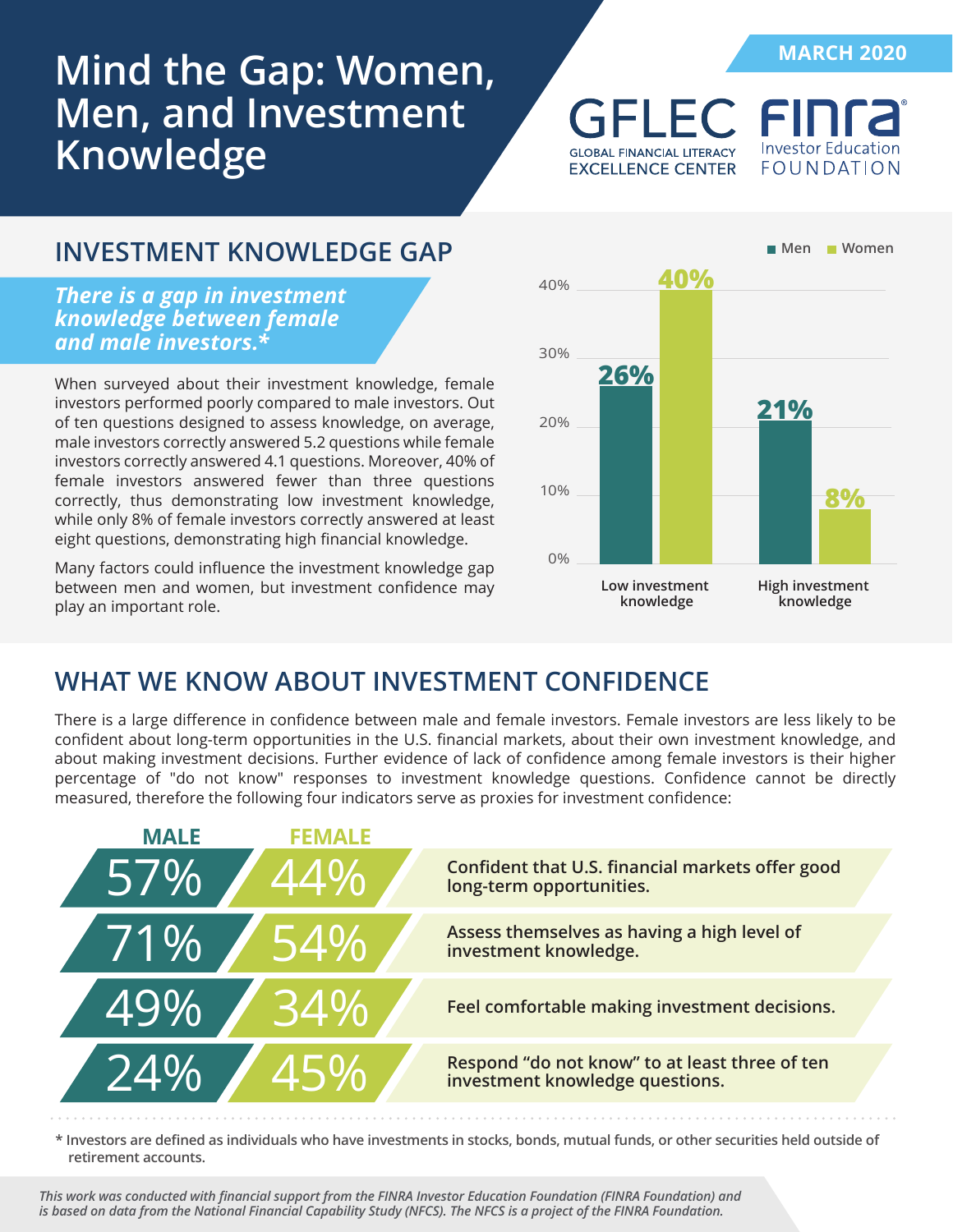MARCH 2020

# Mind the Gap: Women, Men, and Investment Knowledge

GFLEC — GLOBAL FINANCIAL LITERACY EXCELLENCE CENTER

FINRA Investor Education FOUNDATION

## INVESTMENT KNOWLEDGE GAP

***There is a gap in investment knowledge between female and male investors.****

When surveyed about their investment knowledge, female investors performed poorly compared to male investors. Out of ten questions designed to assess knowledge, on average, male investors correctly answered 5.2 questions while female investors correctly answered 4.1 questions. Moreover, 40% of female investors answered fewer than three questions correctly, thus demonstrating low investment knowledge, while only 8% of female investors correctly answered at least eight questions, demonstrating high financial knowledge.

Many factors could influence the investment knowledge gap between men and women, but investment confidence may play an important role.

| | Men | Women |
|---|---|---|
| Low investment knowledge | 26% | 40% |
| High investment knowledge | 21% | 8% |

## WHAT WE KNOW ABOUT INVESTMENT CONFIDENCE

There is a large difference in confidence between male and female investors. Female investors are less likely to be confident about long-term opportunities in the U.S. financial markets, about their own investment knowledge, and about making investment decisions. Further evidence of lack of confidence among female investors is their higher percentage of "do not know" responses to investment knowledge questions. Confidence cannot be directly measured, therefore the following four indicators serve as proxies for investment confidence:

| MALE | FEMALE | |
|---|---|---|
| 57% | 44% | **Confident that U.S. financial markets offer good long-term opportunities.** |
| 71% | 54% | **Assess themselves as having a high level of investment knowledge.** |
| 49% | 34% | **Feel comfortable making investment decisions.** |
| 24% | 45% | **Respond "do not know" to at least three of ten investment knowledge questions.** |

\* Investors are defined as individuals who have investments in stocks, bonds, mutual funds, or other securities held outside of retirement accounts.

*This work was conducted with financial support from the FINRA Investor Education Foundation (FINRA Foundation) and is based on data from the National Financial Capability Study (NFCS). The NFCS is a project of the FINRA Foundation.*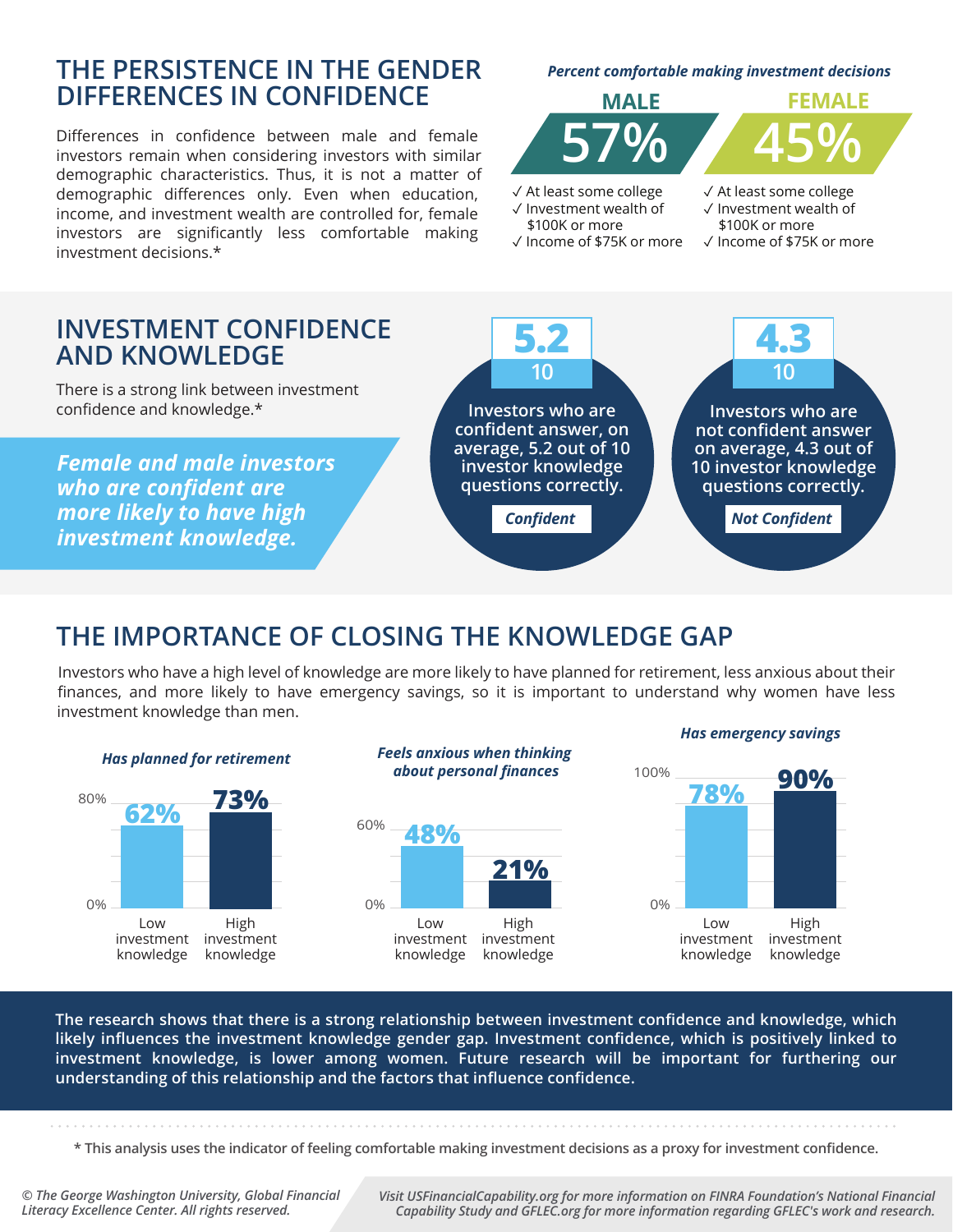# THE PERSISTENCE IN THE GENDER DIFFERENCES IN CONFIDENCE

Differences in confidence between male and female investors remain when considering investors with similar demographic characteristics. Thus, it is not a matter of demographic differences only. Even when education, income, and investment wealth are controlled for, female investors are significantly less comfortable making investment decisions.*

*Percent comfortable making investment decisions*

**MALE**

57%

- ✓ At least some college
- ✓ Investment wealth of $100K or more
- ✓ Income of $75K or more

**FEMALE**

45%

- ✓ At least some college
- ✓ Investment wealth of $100K or more
- ✓ Income of $75K or more

# INVESTMENT CONFIDENCE AND KNOWLEDGE

There is a strong link between investment confidence and knowledge.*

***Female and male investors who are confident are more likely to have high investment knowledge.***

5.2
10

Investors who are confident answer, on average, 5.2 out of 10 investor knowledge questions correctly.

*Confident*

4.3
10

Investors who are not confident answer on average, 4.3 out of 10 investor knowledge questions correctly.

*Not Confident*

# THE IMPORTANCE OF CLOSING THE KNOWLEDGE GAP

Investors who have a high level of knowledge are more likely to have planned for retirement, less anxious about their finances, and more likely to have emergency savings, so it is important to understand why women have less investment knowledge than men.

*Has planned for retirement*

80%
0%
62%
73%
Low investment knowledge
High investment knowledge

*Feels anxious when thinking about personal finances*

60%
0%
48%
21%
Low investment knowledge
High investment knowledge

*Has emergency savings*

100%
0%
78%
90%
Low investment knowledge
High investment knowledge

**The research shows that there is a strong relationship between investment confidence and knowledge, which likely influences the investment knowledge gender gap. Investment confidence, which is positively linked to investment knowledge, is lower among women. Future research will be important for furthering our understanding of this relationship and the factors that influence confidence.**

\* This analysis uses the indicator of feeling comfortable making investment decisions as a proxy for investment confidence.

*© The George Washington University, Global Financial Literacy Excellence Center. All rights reserved.*

*Visit USFinancialCapability.org for more information on FINRA Foundation's National Financial Capability Study and GFLEC.org for more information regarding GFLEC's work and research.*